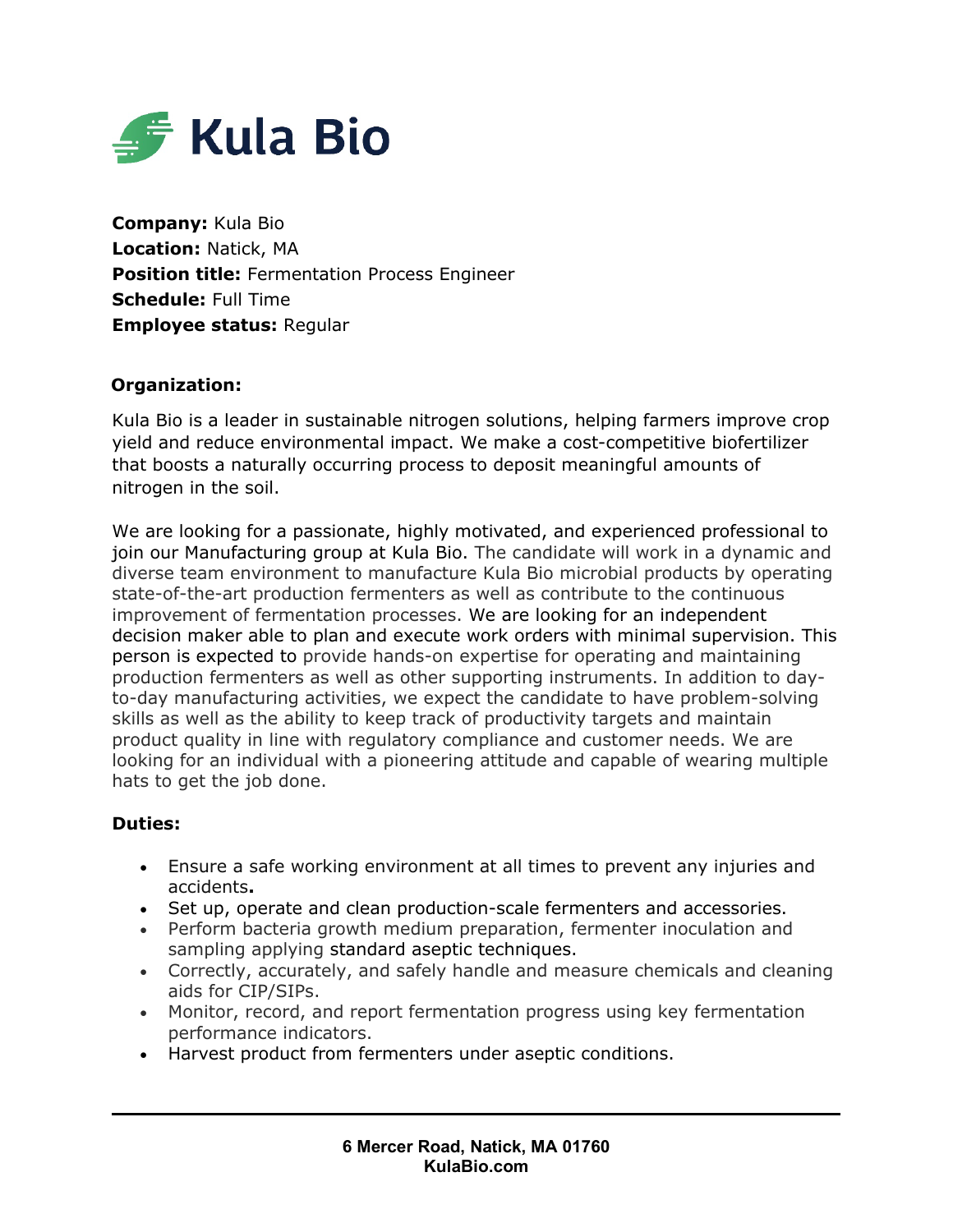# Kula Bio

**Company:** Kula Bio
**Location:** Natick, MA
**Position title:** Fermentation Process Engineer
**Schedule:** Full Time
**Employee status:** Regular

## Organization:

Kula Bio is a leader in sustainable nitrogen solutions, helping farmers improve crop yield and reduce environmental impact. We make a cost-competitive biofertilizer that boosts a naturally occurring process to deposit meaningful amounts of nitrogen in the soil.

We are looking for a passionate, highly motivated, and experienced professional to join our Manufacturing group at Kula Bio. The candidate will work in a dynamic and diverse team environment to manufacture Kula Bio microbial products by operating state-of-the-art production fermenters as well as contribute to the continuous improvement of fermentation processes. We are looking for an independent decision maker able to plan and execute work orders with minimal supervision. This person is expected to provide hands-on expertise for operating and maintaining production fermenters as well as other supporting instruments. In addition to day-to-day manufacturing activities, we expect the candidate to have problem-solving skills as well as the ability to keep track of productivity targets and maintain product quality in line with regulatory compliance and customer needs. We are looking for an individual with a pioneering attitude and capable of wearing multiple hats to get the job done.

## Duties:

- Ensure a safe working environment at all times to prevent any injuries and accidents.
- Set up, operate and clean production-scale fermenters and accessories.
- Perform bacteria growth medium preparation, fermenter inoculation and sampling applying standard aseptic techniques.
- Correctly, accurately, and safely handle and measure chemicals and cleaning aids for CIP/SIPs.
- Monitor, record, and report fermentation progress using key fermentation performance indicators.
- Harvest product from fermenters under aseptic conditions.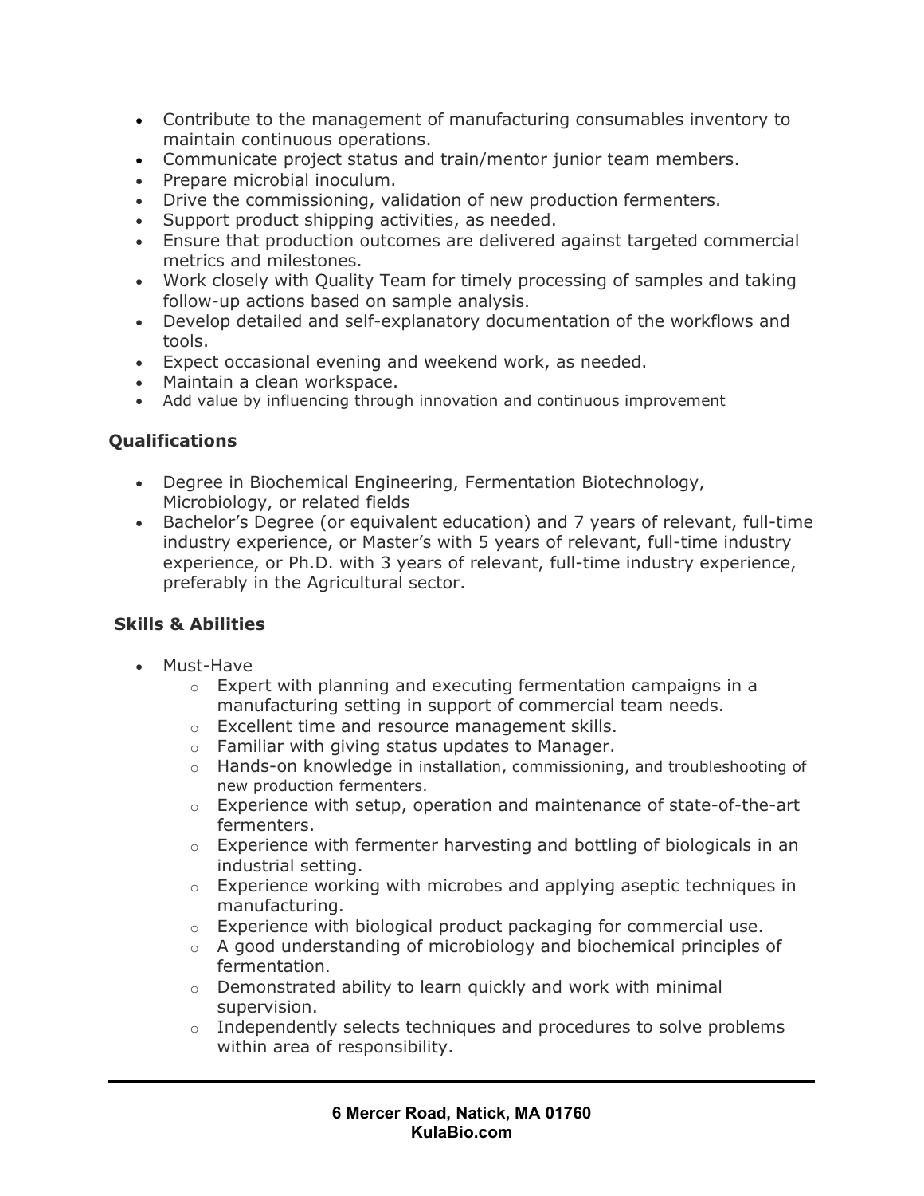- Contribute to the management of manufacturing consumables inventory to maintain continuous operations.
- Communicate project status and train/mentor junior team members.
- Prepare microbial inoculum.
- Drive the commissioning, validation of new production fermenters.
- Support product shipping activities, as needed.
- Ensure that production outcomes are delivered against targeted commercial metrics and milestones.
- Work closely with Quality Team for timely processing of samples and taking follow-up actions based on sample analysis.
- Develop detailed and self-explanatory documentation of the workflows and tools.
- Expect occasional evening and weekend work, as needed.
- Maintain a clean workspace.
- Add value by influencing through innovation and continuous improvement

### Qualifications

- Degree in Biochemical Engineering, Fermentation Biotechnology, Microbiology, or related fields
- Bachelor's Degree (or equivalent education) and 7 years of relevant, full-time industry experience, or Master's with 5 years of relevant, full-time industry experience, or Ph.D. with 3 years of relevant, full-time industry experience, preferably in the Agricultural sector.

### Skills & Abilities

- Must-Have
  - Expert with planning and executing fermentation campaigns in a manufacturing setting in support of commercial team needs.
  - Excellent time and resource management skills.
  - Familiar with giving status updates to Manager.
  - Hands-on knowledge in installation, commissioning, and troubleshooting of new production fermenters.
  - Experience with setup, operation and maintenance of state-of-the-art fermenters.
  - Experience with fermenter harvesting and bottling of biologicals in an industrial setting.
  - Experience working with microbes and applying aseptic techniques in manufacturing.
  - Experience with biological product packaging for commercial use.
  - A good understanding of microbiology and biochemical principles of fermentation.
  - Demonstrated ability to learn quickly and work with minimal supervision.
  - Independently selects techniques and procedures to solve problems within area of responsibility.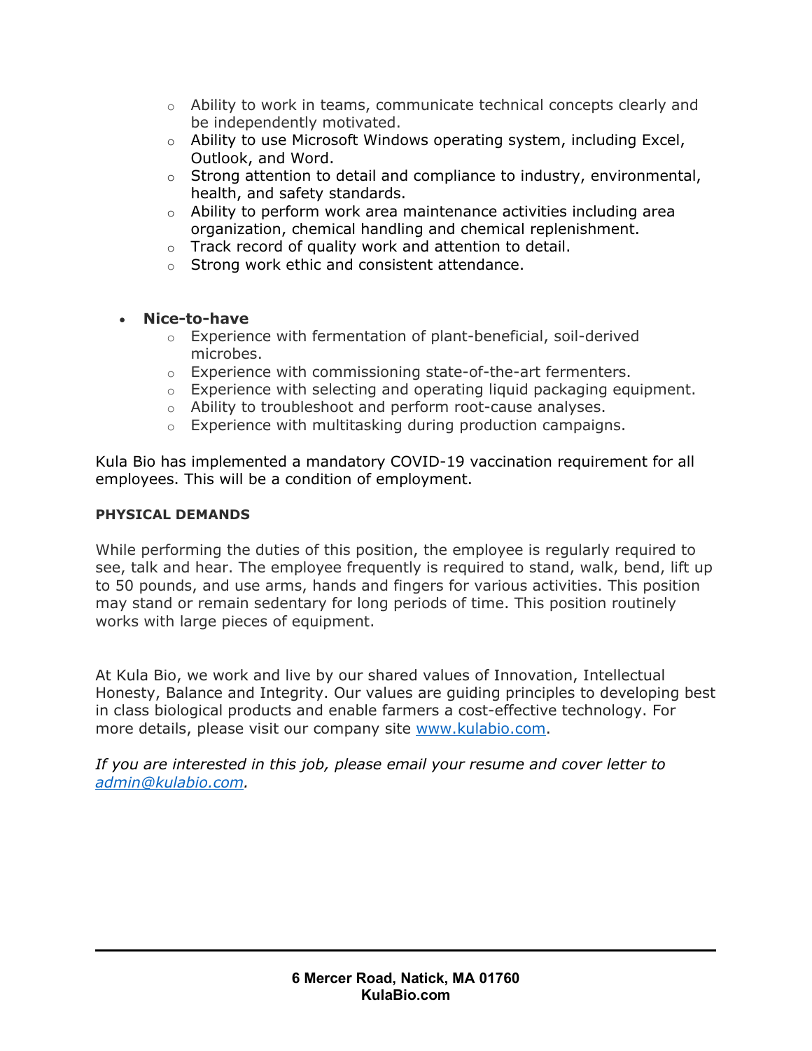- Ability to work in teams, communicate technical concepts clearly and be independently motivated.
    - Ability to use Microsoft Windows operating system, including Excel, Outlook, and Word.
    - Strong attention to detail and compliance to industry, environmental, health, and safety standards.
    - Ability to perform work area maintenance activities including area organization, chemical handling and chemical replenishment.
    - Track record of quality work and attention to detail.
    - Strong work ethic and consistent attendance.

- **Nice-to-have**
    - Experience with fermentation of plant-beneficial, soil-derived microbes.
    - Experience with commissioning state-of-the-art fermenters.
    - Experience with selecting and operating liquid packaging equipment.
    - Ability to troubleshoot and perform root-cause analyses.
    - Experience with multitasking during production campaigns.

Kula Bio has implemented a mandatory COVID-19 vaccination requirement for all employees. This will be a condition of employment.

**PHYSICAL DEMANDS**

While performing the duties of this position, the employee is regularly required to see, talk and hear. The employee frequently is required to stand, walk, bend, lift up to 50 pounds, and use arms, hands and fingers for various activities. This position may stand or remain sedentary for long periods of time. This position routinely works with large pieces of equipment.

At Kula Bio, we work and live by our shared values of Innovation, Intellectual Honesty, Balance and Integrity. Our values are guiding principles to developing best in class biological products and enable farmers a cost-effective technology. For more details, please visit our company site [www.kulabio.com](http://www.kulabio.com).

*If you are interested in this job, please email your resume and cover letter to [admin@kulabio.com](mailto:admin@kulabio.com).*

**6 Mercer Road, Natick, MA 01760**
**KulaBio.com**